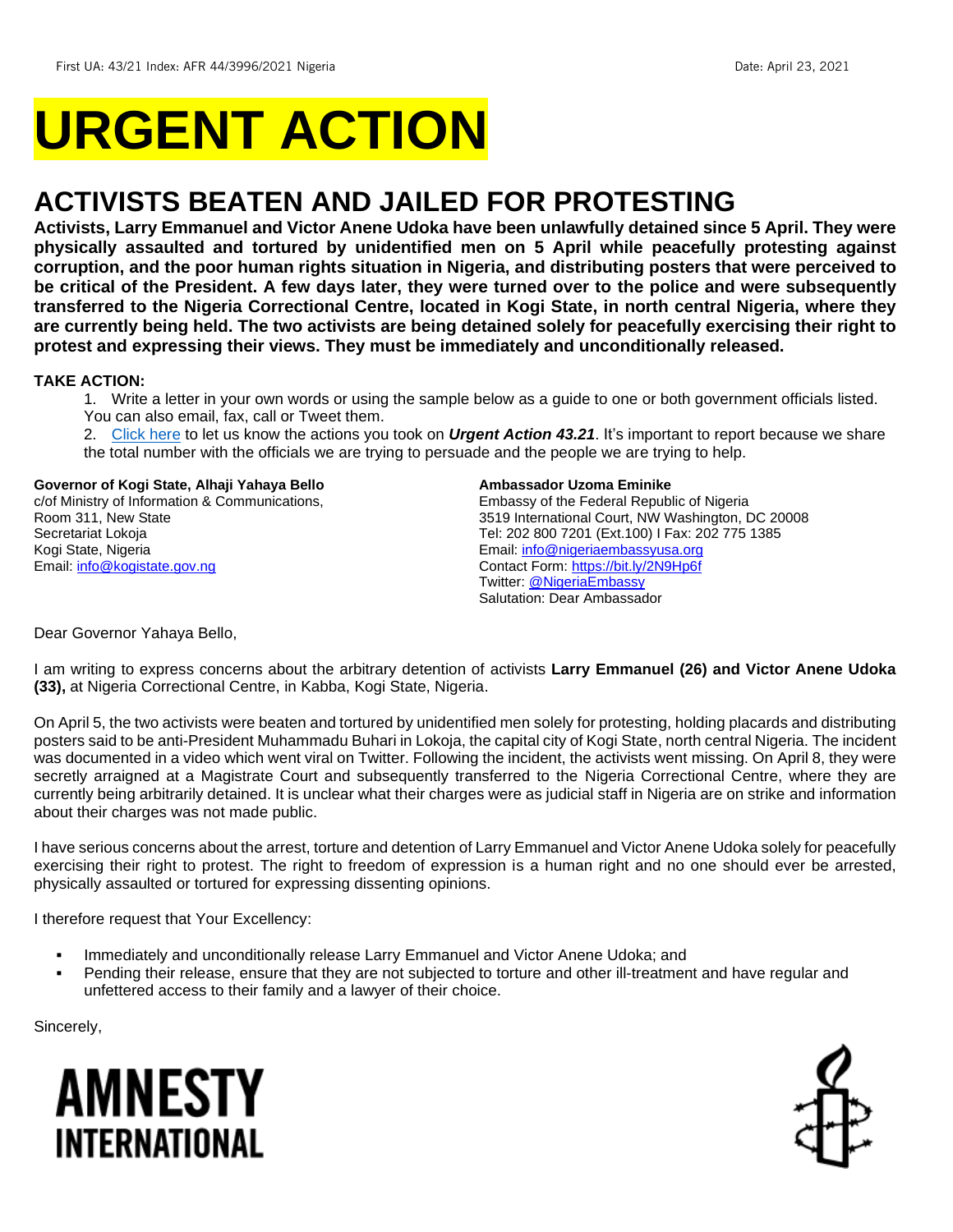First UA: 43/21 Index: AFR 44/3996/2021 Nigeria Date: April 23, 2021

# URGENT ACTION

## ACTIVISTS BEATEN AND JAILED FOR PROTESTING

**Activists, Larry Emmanuel and Victor Anene Udoka have been unlawfully detained since 5 April. They were physically assaulted and tortured by unidentified men on 5 April while peacefully protesting against corruption, and the poor human rights situation in Nigeria, and distributing posters that were perceived to be critical of the President. A few days later, they were turned over to the police and were subsequently transferred to the Nigeria Correctional Centre, located in Kogi State, in north central Nigeria, where they are currently being held. The two activists are being detained solely for peacefully exercising their right to protest and expressing their views. They must be immediately and unconditionally released.**

**TAKE ACTION:**

1. Write a letter in your own words or using the sample below as a guide to one or both government officials listed. You can also email, fax, call or Tweet them.
2. Click here to let us know the actions you took on ***Urgent Action 43.21***. It's important to report because we share the total number with the officials we are trying to persuade and the people we are trying to help.

**Governor of Kogi State, Alhaji Yahaya Bello**
c/of Ministry of Information & Communications,
Room 311, New State
Secretariat Lokoja
Kogi State, Nigeria
Email: info@kogistate.gov.ng

**Ambassador Uzoma Eminike**
Embassy of the Federal Republic of Nigeria
3519 International Court, NW Washington, DC 20008
Tel: 202 800 7201 (Ext.100) I Fax: 202 775 1385
Email: info@nigeriaembassyusa.org
Contact Form: https://bit.ly/2N9Hp6f
Twitter: @NigeriaEmbassy
Salutation: Dear Ambassador

Dear Governor Yahaya Bello,

I am writing to express concerns about the arbitrary detention of activists **Larry Emmanuel (26) and Victor Anene Udoka (33),** at Nigeria Correctional Centre, in Kabba, Kogi State, Nigeria.

On April 5, the two activists were beaten and tortured by unidentified men solely for protesting, holding placards and distributing posters said to be anti-President Muhammadu Buhari in Lokoja, the capital city of Kogi State, north central Nigeria. The incident was documented in a video which went viral on Twitter. Following the incident, the activists went missing. On April 8, they were secretly arraigned at a Magistrate Court and subsequently transferred to the Nigeria Correctional Centre, where they are currently being arbitrarily detained. It is unclear what their charges were as judicial staff in Nigeria are on strike and information about their charges was not made public.

I have serious concerns about the arrest, torture and detention of Larry Emmanuel and Victor Anene Udoka solely for peacefully exercising their right to protest. The right to freedom of expression is a human right and no one should ever be arrested, physically assaulted or tortured for expressing dissenting opinions.

I therefore request that Your Excellency:

- Immediately and unconditionally release Larry Emmanuel and Victor Anene Udoka; and
- Pending their release, ensure that they are not subjected to torture and other ill-treatment and have regular and unfettered access to their family and a lawyer of their choice.

Sincerely,

AMNESTY INTERNATIONAL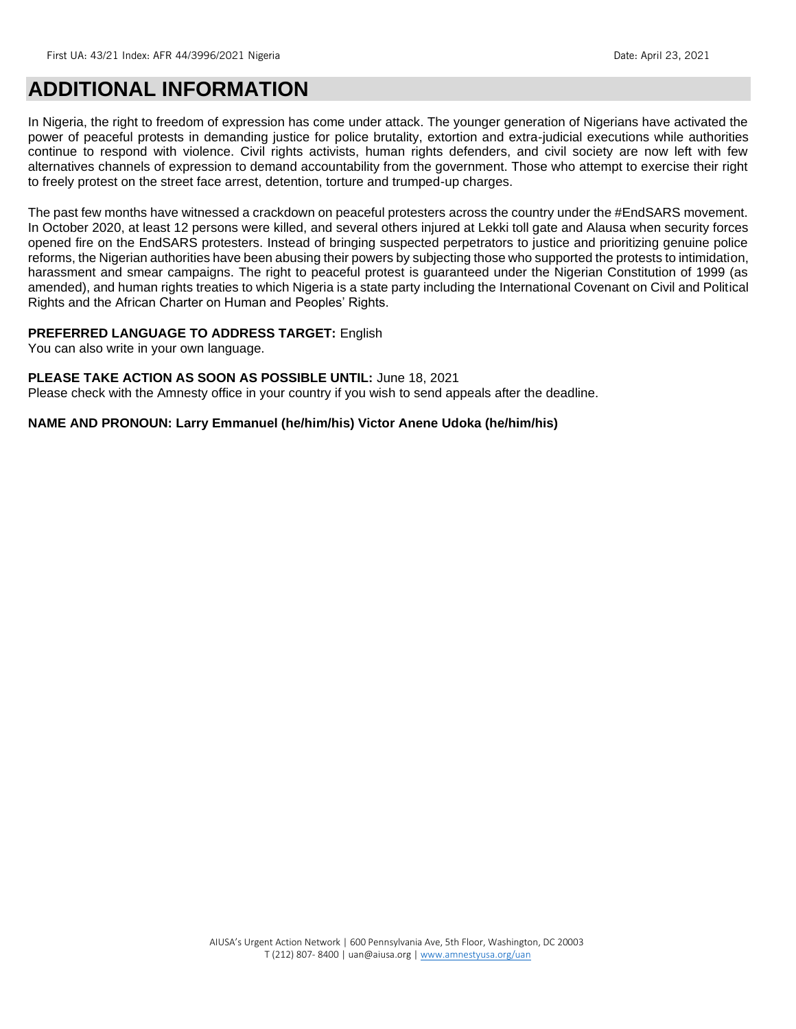## ADDITIONAL INFORMATION

In Nigeria, the right to freedom of expression has come under attack. The younger generation of Nigerians have activated the power of peaceful protests in demanding justice for police brutality, extortion and extra-judicial executions while authorities continue to respond with violence. Civil rights activists, human rights defenders, and civil society are now left with few alternatives channels of expression to demand accountability from the government. Those who attempt to exercise their right to freely protest on the street face arrest, detention, torture and trumped-up charges.

The past few months have witnessed a crackdown on peaceful protesters across the country under the #EndSARS movement. In October 2020, at least 12 persons were killed, and several others injured at Lekki toll gate and Alausa when security forces opened fire on the EndSARS protesters. Instead of bringing suspected perpetrators to justice and prioritizing genuine police reforms, the Nigerian authorities have been abusing their powers by subjecting those who supported the protests to intimidation, harassment and smear campaigns. The right to peaceful protest is guaranteed under the Nigerian Constitution of 1999 (as amended), and human rights treaties to which Nigeria is a state party including the International Covenant on Civil and Political Rights and the African Charter on Human and Peoples' Rights.

**PREFERRED LANGUAGE TO ADDRESS TARGET:** English
You can also write in your own language.

**PLEASE TAKE ACTION AS SOON AS POSSIBLE UNTIL:** June 18, 2021
Please check with the Amnesty office in your country if you wish to send appeals after the deadline.

**NAME AND PRONOUN: Larry Emmanuel (he/him/his) Victor Anene Udoka (he/him/his)**